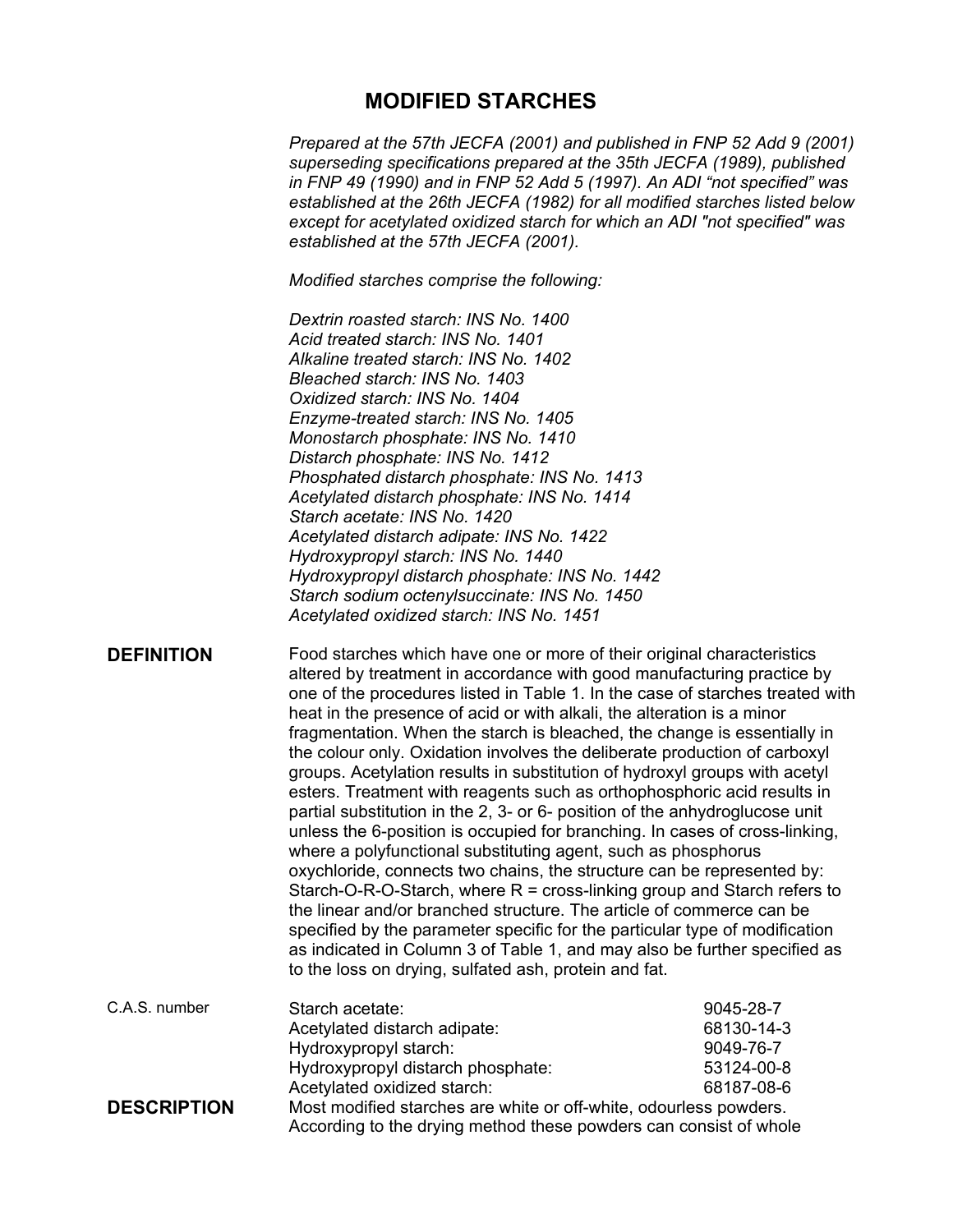# MODIFIED STARCHES

*Prepared at the 57th JECFA (2001) and published in FNP 52 Add 9 (2001) superseding specifications prepared at the 35th JECFA (1989), published in FNP 49 (1990) and in FNP 52 Add 5 (1997). An ADI "not specified" was established at the 26th JECFA (1982) for all modified starches listed below except for acetylated oxidized starch for which an ADI "not specified" was established at the 57th JECFA (2001).*

*Modified starches comprise the following:*

*Dextrin roasted starch: INS No. 1400*
*Acid treated starch: INS No. 1401*
*Alkaline treated starch: INS No. 1402*
*Bleached starch: INS No. 1403*
*Oxidized starch: INS No. 1404*
*Enzyme-treated starch: INS No. 1405*
*Monostarch phosphate: INS No. 1410*
*Distarch phosphate: INS No. 1412*
*Phosphated distarch phosphate: INS No. 1413*
*Acetylated distarch phosphate: INS No. 1414*
*Starch acetate: INS No. 1420*
*Acetylated distarch adipate: INS No. 1422*
*Hydroxypropyl starch: INS No. 1440*
*Hydroxypropyl distarch phosphate: INS No. 1442*
*Starch sodium octenylsuccinate: INS No. 1450*
*Acetylated oxidized starch: INS No. 1451*

**DEFINITION**

Food starches which have one or more of their original characteristics altered by treatment in accordance with good manufacturing practice by one of the procedures listed in Table 1. In the case of starches treated with heat in the presence of acid or with alkali, the alteration is a minor fragmentation. When the starch is bleached, the change is essentially in the colour only. Oxidation involves the deliberate production of carboxyl groups. Acetylation results in substitution of hydroxyl groups with acetyl esters. Treatment with reagents such as orthophosphoric acid results in partial substitution in the 2, 3- or 6- position of the anhydroglucose unit unless the 6-position is occupied for branching. In cases of cross-linking, where a polyfunctional substituting agent, such as phosphorus oxychloride, connects two chains, the structure can be represented by: Starch-O-R-O-Starch, where R = cross-linking group and Starch refers to the linear and/or branched structure. The article of commerce can be specified by the parameter specific for the particular type of modification as indicated in Column 3 of Table 1, and may also be further specified as to the loss on drying, sulfated ash, protein and fat.

C.A.S. number

| | |
|---|---|
| Starch acetate: | 9045-28-7 |
| Acetylated distarch adipate: | 68130-14-3 |
| Hydroxypropyl starch: | 9049-76-7 |
| Hydroxypropyl distarch phosphate: | 53124-00-8 |
| Acetylated oxidized starch: | 68187-08-6 |

**DESCRIPTION**

Most modified starches are white or off-white, odourless powders. According to the drying method these powders can consist of whole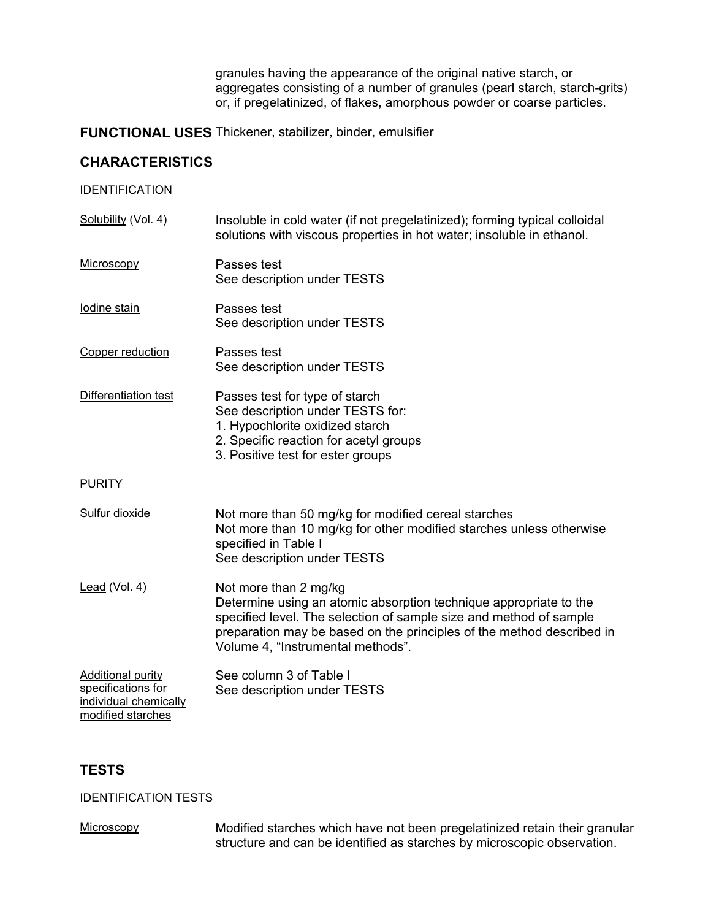granules having the appearance of the original native starch, or aggregates consisting of a number of granules (pearl starch, starch-grits) or, if pregelatinized, of flakes, amorphous powder or coarse particles.

**FUNCTIONAL USES** Thickener, stabilizer, binder, emulsifier

## CHARACTERISTICS

IDENTIFICATION

| | |
|---|---|
| Solubility (Vol. 4) | Insoluble in cold water (if not pregelatinized); forming typical colloidal solutions with viscous properties in hot water; insoluble in ethanol. |
| Microscopy | Passes test<br>See description under TESTS |
| Iodine stain | Passes test<br>See description under TESTS |
| Copper reduction | Passes test<br>See description under TESTS |
| Differentiation test | Passes test for type of starch<br>See description under TESTS for:<br>1. Hypochlorite oxidized starch<br>2. Specific reaction for acetyl groups<br>3. Positive test for ester groups |

PURITY

| | |
|---|---|
| Sulfur dioxide | Not more than 50 mg/kg for modified cereal starches<br>Not more than 10 mg/kg for other modified starches unless otherwise specified in Table I<br>See description under TESTS |
| Lead (Vol. 4) | Not more than 2 mg/kg<br>Determine using an atomic absorption technique appropriate to the specified level. The selection of sample size and method of sample preparation may be based on the principles of the method described in Volume 4, "Instrumental methods". |
| Additional purity specifications for individual chemically modified starches | See column 3 of Table I<br>See description under TESTS |

## TESTS

IDENTIFICATION TESTS

| | |
|---|---|
| Microscopy | Modified starches which have not been pregelatinized retain their granular structure and can be identified as starches by microscopic observation. |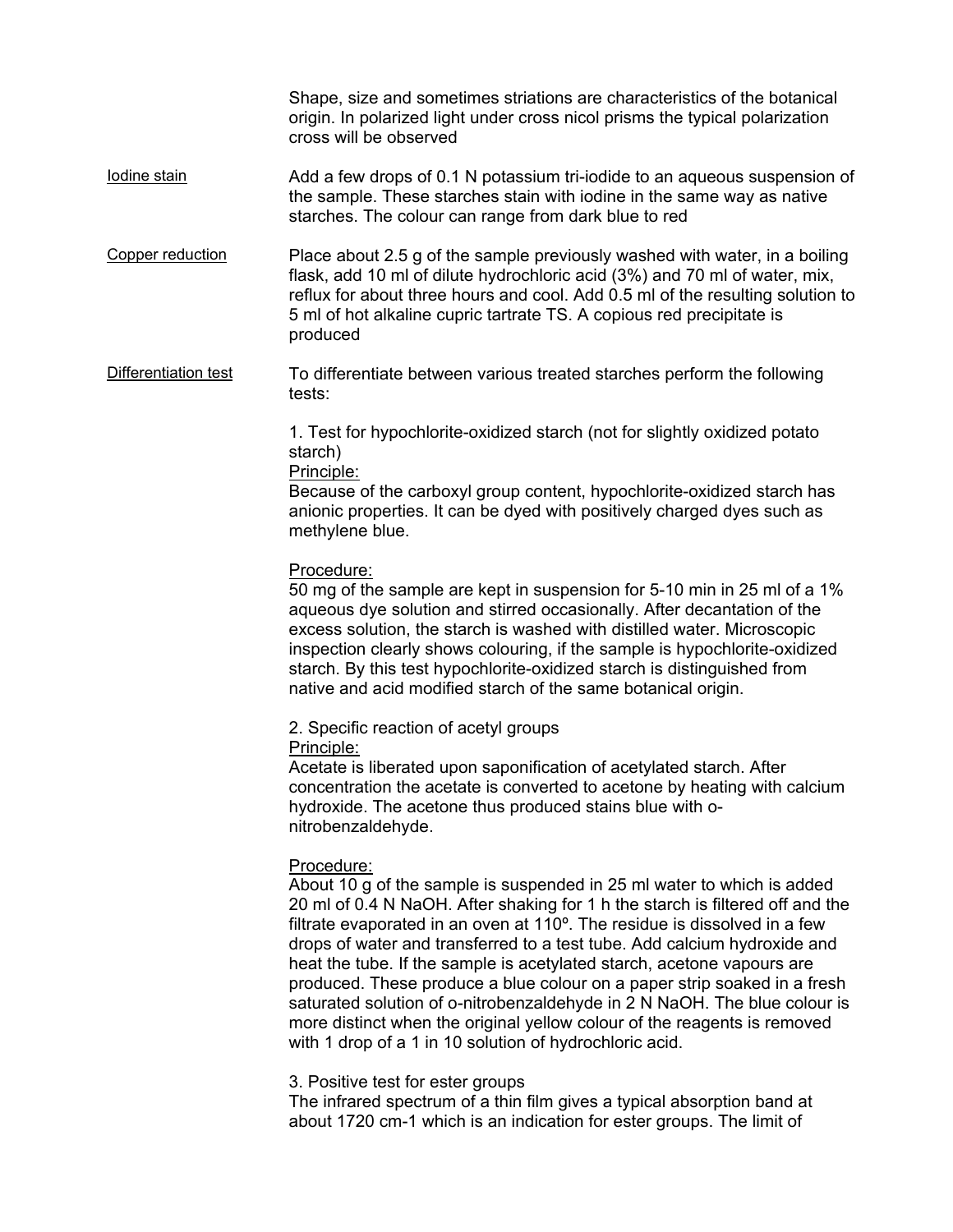Shape, size and sometimes striations are characteristics of the botanical origin. In polarized light under cross nicol prisms the typical polarization cross will be observed

Iodine stain

Add a few drops of 0.1 N potassium tri-iodide to an aqueous suspension of the sample. These starches stain with iodine in the same way as native starches. The colour can range from dark blue to red

Copper reduction

Place about 2.5 g of the sample previously washed with water, in a boiling flask, add 10 ml of dilute hydrochloric acid (3%) and 70 ml of water, mix, reflux for about three hours and cool. Add 0.5 ml of the resulting solution to 5 ml of hot alkaline cupric tartrate TS. A copious red precipitate is produced

Differentiation test

To differentiate between various treated starches perform the following tests:

1. Test for hypochlorite-oxidized starch (not for slightly oxidized potato starch)

Principle:

Because of the carboxyl group content, hypochlorite-oxidized starch has anionic properties. It can be dyed with positively charged dyes such as methylene blue.

Procedure:

50 mg of the sample are kept in suspension for 5-10 min in 25 ml of a 1% aqueous dye solution and stirred occasionally. After decantation of the excess solution, the starch is washed with distilled water. Microscopic inspection clearly shows colouring, if the sample is hypochlorite-oxidized starch. By this test hypochlorite-oxidized starch is distinguished from native and acid modified starch of the same botanical origin.

2. Specific reaction of acetyl groups

Principle:

Acetate is liberated upon saponification of acetylated starch. After concentration the acetate is converted to acetone by heating with calcium hydroxide. The acetone thus produced stains blue with o-nitrobenzaldehyde.

Procedure:

About 10 g of the sample is suspended in 25 ml water to which is added 20 ml of 0.4 N NaOH. After shaking for 1 h the starch is filtered off and the filtrate evaporated in an oven at 110º. The residue is dissolved in a few drops of water and transferred to a test tube. Add calcium hydroxide and heat the tube. If the sample is acetylated starch, acetone vapours are produced. These produce a blue colour on a paper strip soaked in a fresh saturated solution of o-nitrobenzaldehyde in 2 N NaOH. The blue colour is more distinct when the original yellow colour of the reagents is removed with 1 drop of a 1 in 10 solution of hydrochloric acid.

3. Positive test for ester groups

The infrared spectrum of a thin film gives a typical absorption band at about 1720 cm-1 which is an indication for ester groups. The limit of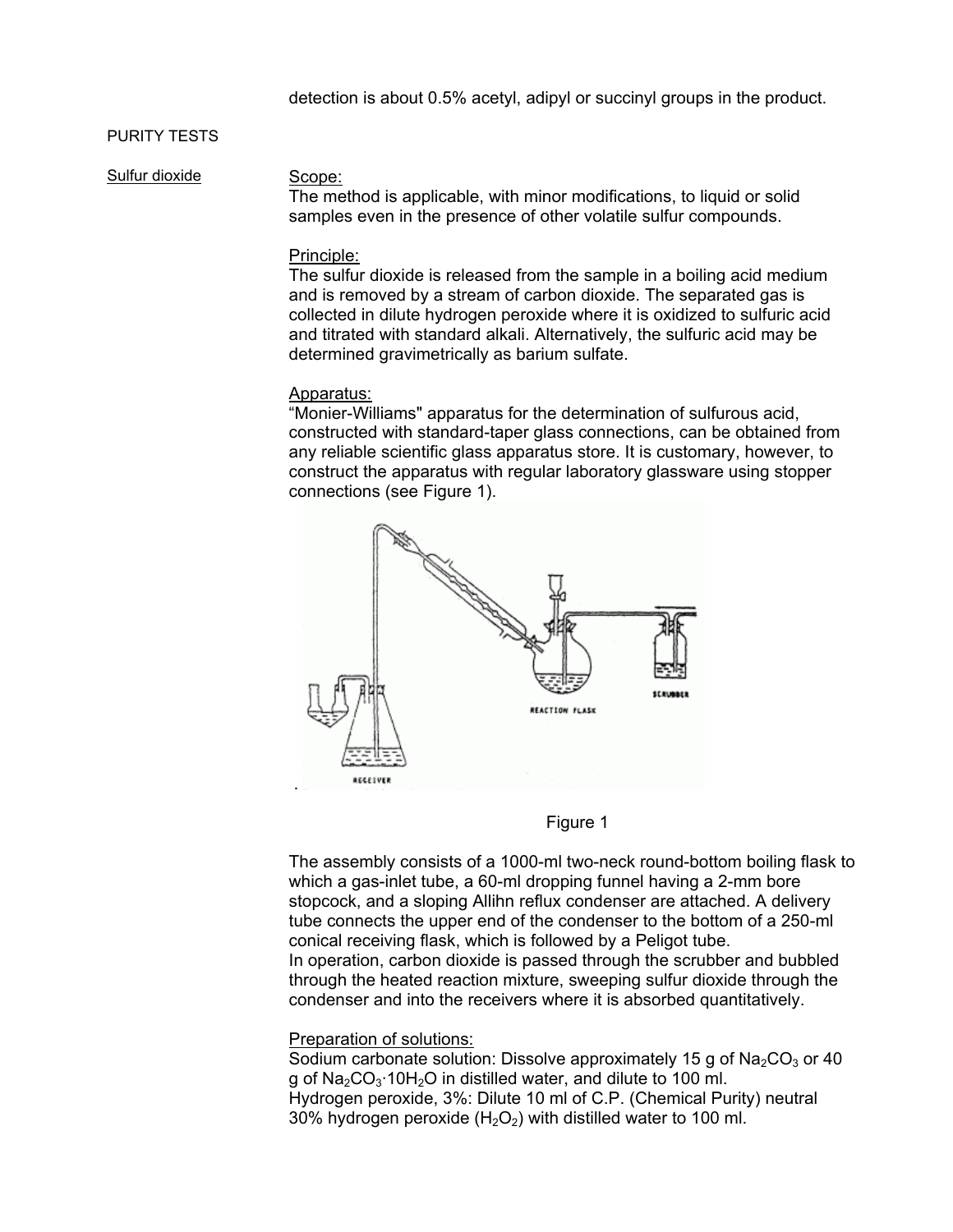detection is about 0.5% acetyl, adipyl or succinyl groups in the product.

## PURITY TESTS

### Sulfur dioxide

Scope:
The method is applicable, with minor modifications, to liquid or solid samples even in the presence of other volatile sulfur compounds.

Principle:
The sulfur dioxide is released from the sample in a boiling acid medium and is removed by a stream of carbon dioxide. The separated gas is collected in dilute hydrogen peroxide where it is oxidized to sulfuric acid and titrated with standard alkali. Alternatively, the sulfuric acid may be determined gravimetrically as barium sulfate.

Apparatus:
"Monier-Williams" apparatus for the determination of sulfurous acid, constructed with standard-taper glass connections, can be obtained from any reliable scientific glass apparatus store. It is customary, however, to construct the apparatus with regular laboratory glassware using stopper connections (see Figure 1).

Figure 1

The assembly consists of a 1000-ml two-neck round-bottom boiling flask to which a gas-inlet tube, a 60-ml dropping funnel having a 2-mm bore stopcock, and a sloping Allihn reflux condenser are attached. A delivery tube connects the upper end of the condenser to the bottom of a 250-ml conical receiving flask, which is followed by a Peligot tube.
In operation, carbon dioxide is passed through the scrubber and bubbled through the heated reaction mixture, sweeping sulfur dioxide through the condenser and into the receivers where it is absorbed quantitatively.

Preparation of solutions:
Sodium carbonate solution: Dissolve approximately 15 g of $Na_2CO_3$ or 40 g of $Na_2CO_3 \cdot 10H_2O$ in distilled water, and dilute to 100 ml.
Hydrogen peroxide, 3%: Dilute 10 ml of C.P. (Chemical Purity) neutral 30% hydrogen peroxide ($H_2O_2$) with distilled water to 100 ml.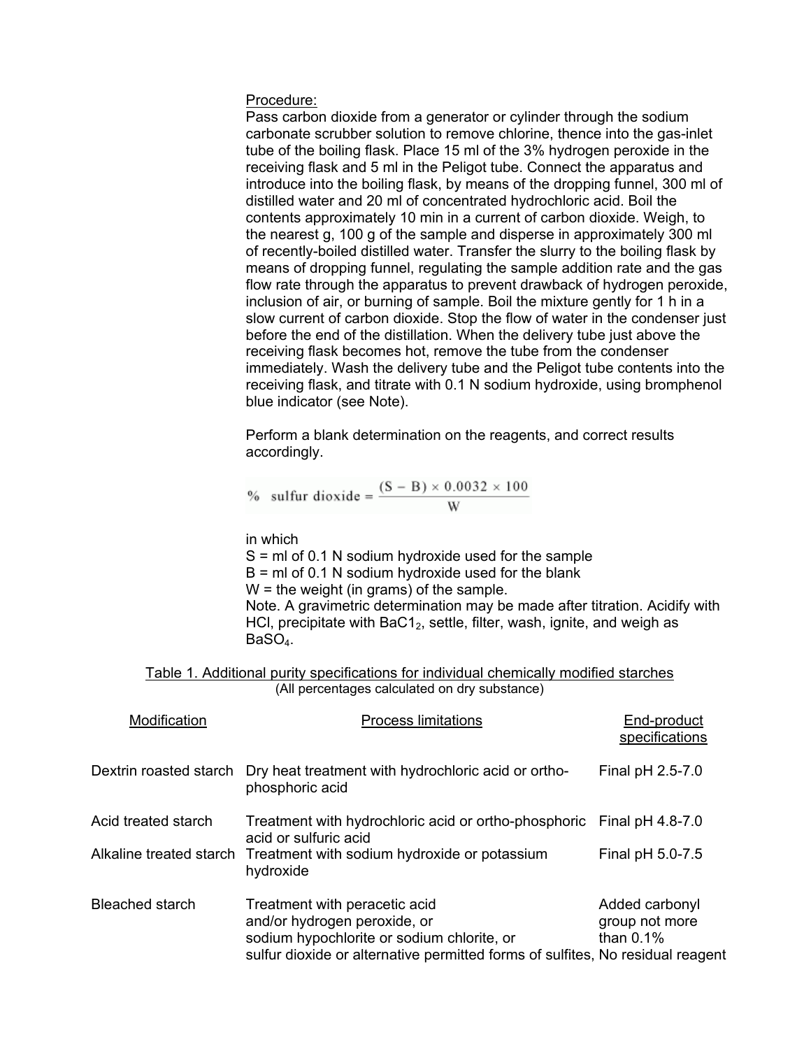Procedure:

Pass carbon dioxide from a generator or cylinder through the sodium carbonate scrubber solution to remove chlorine, thence into the gas-inlet tube of the boiling flask. Place 15 ml of the 3% hydrogen peroxide in the receiving flask and 5 ml in the Peligot tube. Connect the apparatus and introduce into the boiling flask, by means of the dropping funnel, 300 ml of distilled water and 20 ml of concentrated hydrochloric acid. Boil the contents approximately 10 min in a current of carbon dioxide. Weigh, to the nearest g, 100 g of the sample and disperse in approximately 300 ml of recently-boiled distilled water. Transfer the slurry to the boiling flask by means of dropping funnel, regulating the sample addition rate and the gas flow rate through the apparatus to prevent drawback of hydrogen peroxide, inclusion of air, or burning of sample. Boil the mixture gently for 1 h in a slow current of carbon dioxide. Stop the flow of water in the condenser just before the end of the distillation. When the delivery tube just above the receiving flask becomes hot, remove the tube from the condenser immediately. Wash the delivery tube and the Peligot tube contents into the receiving flask, and titrate with 0.1 N sodium hydroxide, using bromphenol blue indicator (see Note).

Perform a blank determination on the reagents, and correct results accordingly.

$$\% \text{ sulfur dioxide} = \frac{(S - B) \times 0.0032 \times 100}{W}$$

in which

S = ml of 0.1 N sodium hydroxide used for the sample

B = ml of 0.1 N sodium hydroxide used for the blank

W = the weight (in grams) of the sample.

Note. A gravimetric determination may be made after titration. Acidify with HCl, precipitate with $BaCl_2$, settle, filter, wash, ignite, and weigh as $BaSO_4$.

Table 1. Additional purity specifications for individual chemically modified starches
(All percentages calculated on dry substance)

| Modification | Process limitations | End-product specifications |
|---|---|---|
| Dextrin roasted starch | Dry heat treatment with hydrochloric acid or ortho-phosphoric acid | Final pH 2.5-7.0 |
| Acid treated starch | Treatment with hydrochloric acid or ortho-phosphoric acid or sulfuric acid | Final pH 4.8-7.0 |
| Alkaline treated starch | Treatment with sodium hydroxide or potassium hydroxide | Final pH 5.0-7.5 |
| Bleached starch | Treatment with peracetic acid and/or hydrogen peroxide, or sodium hypochlorite or sodium chlorite, or sulfur dioxide or alternative permitted forms of sulfites, | Added carbonyl group not more than 0.1% No residual reagent |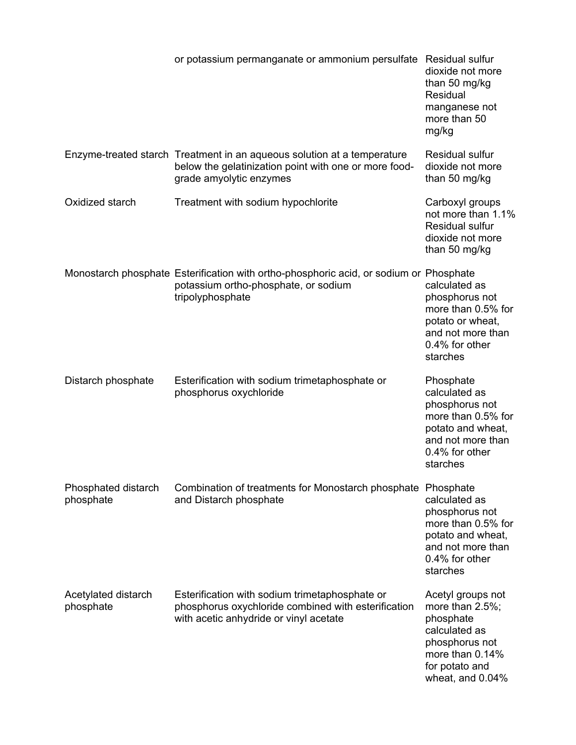| | | |
|---|---|---|
| | or potassium permanganate or ammonium persulfate | Residual sulfur dioxide not more than 50 mg/kg Residual manganese not more than 50 mg/kg |
| Enzyme-treated starch | Treatment in an aqueous solution at a temperature below the gelatinization point with one or more food-grade amyolytic enzymes | Residual sulfur dioxide not more than 50 mg/kg |
| Oxidized starch | Treatment with sodium hypochlorite | Carboxyl groups not more than 1.1% Residual sulfur dioxide not more than 50 mg/kg |
| Monostarch phosphate | Esterification with ortho-phosphoric acid, or sodium or potassium ortho-phosphate, or sodium tripolyphosphate | Phosphate calculated as phosphorus not more than 0.5% for potato or wheat, and not more than 0.4% for other starches |
| Distarch phosphate | Esterification with sodium trimetaphosphate or phosphorus oxychloride | Phosphate calculated as phosphorus not more than 0.5% for potato and wheat, and not more than 0.4% for other starches |
| Phosphated distarch phosphate | Combination of treatments for Monostarch phosphate and Distarch phosphate | Phosphate calculated as phosphorus not more than 0.5% for potato and wheat, and not more than 0.4% for other starches |
| Acetylated distarch phosphate | Esterification with sodium trimetaphosphate or phosphorus oxychloride combined with esterification with acetic anhydride or vinyl acetate | Acetyl groups not more than 2.5%; phosphate calculated as phosphorus not more than 0.14% for potato and wheat, and 0.04% |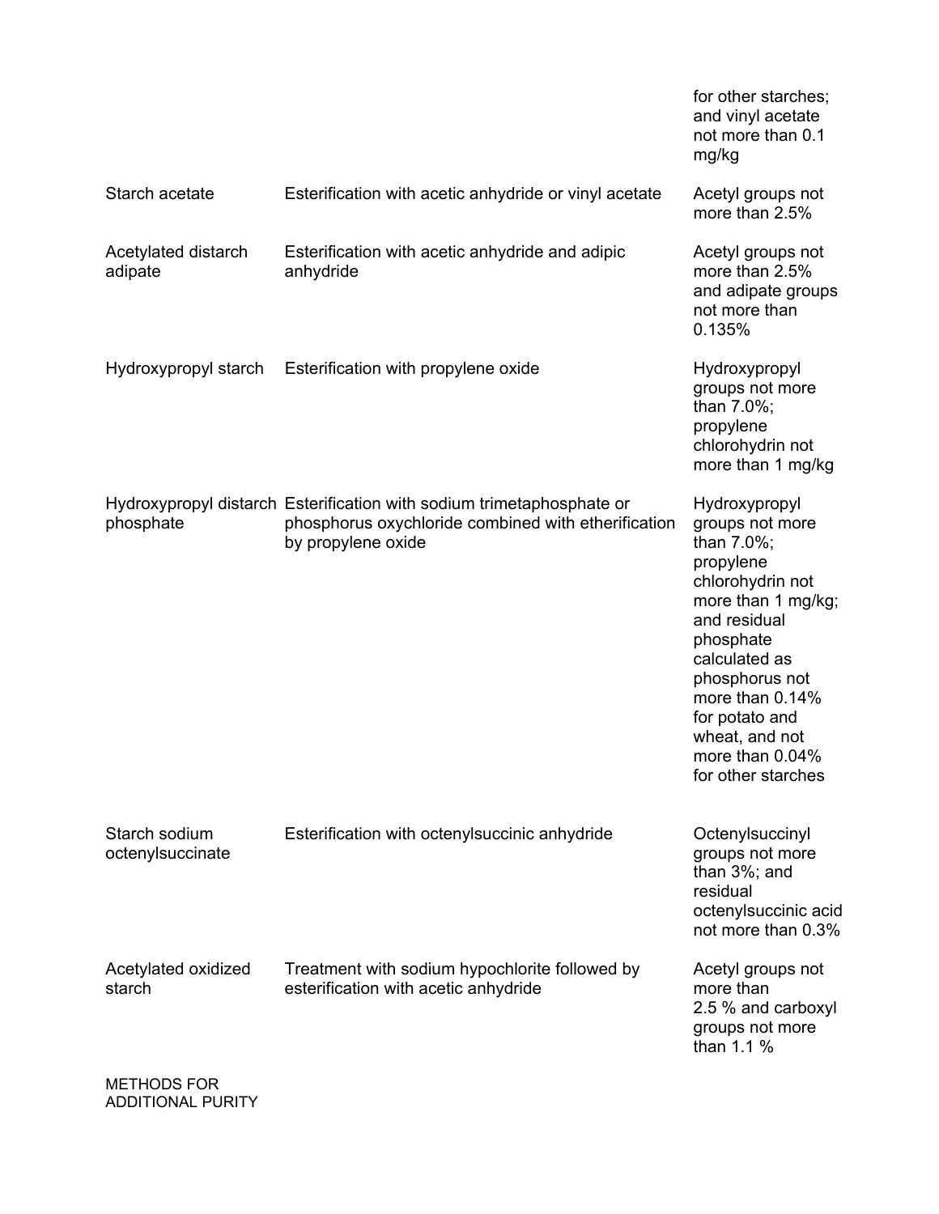| | | for other starches; and vinyl acetate not more than 0.1 mg/kg |
|---|---|---|
| Starch acetate | Esterification with acetic anhydride or vinyl acetate | Acetyl groups not more than 2.5% |
| Acetylated distarch adipate | Esterification with acetic anhydride and adipic anhydride | Acetyl groups not more than 2.5% and adipate groups not more than 0.135% |
| Hydroxypropyl starch | Esterification with propylene oxide | Hydroxypropyl groups not more than 7.0%; propylene chlorohydrin not more than 1 mg/kg |
| Hydroxypropyl distarch phosphate | Esterification with sodium trimetaphosphate or phosphorus oxychloride combined with etherification by propylene oxide | Hydroxypropyl groups not more than 7.0%; propylene chlorohydrin not more than 1 mg/kg; and residual phosphate calculated as phosphorus not more than 0.14% for potato and wheat, and not more than 0.04% for other starches |
| Starch sodium octenylsuccinate | Esterification with octenylsuccinic anhydride | Octenylsuccinyl groups not more than 3%; and residual octenylsuccinic acid not more than 0.3% |
| Acetylated oxidized starch | Treatment with sodium hypochlorite followed by esterification with acetic anhydride | Acetyl groups not more than 2.5 % and carboxyl groups not more than 1.1 % |

METHODS FOR ADDITIONAL PURITY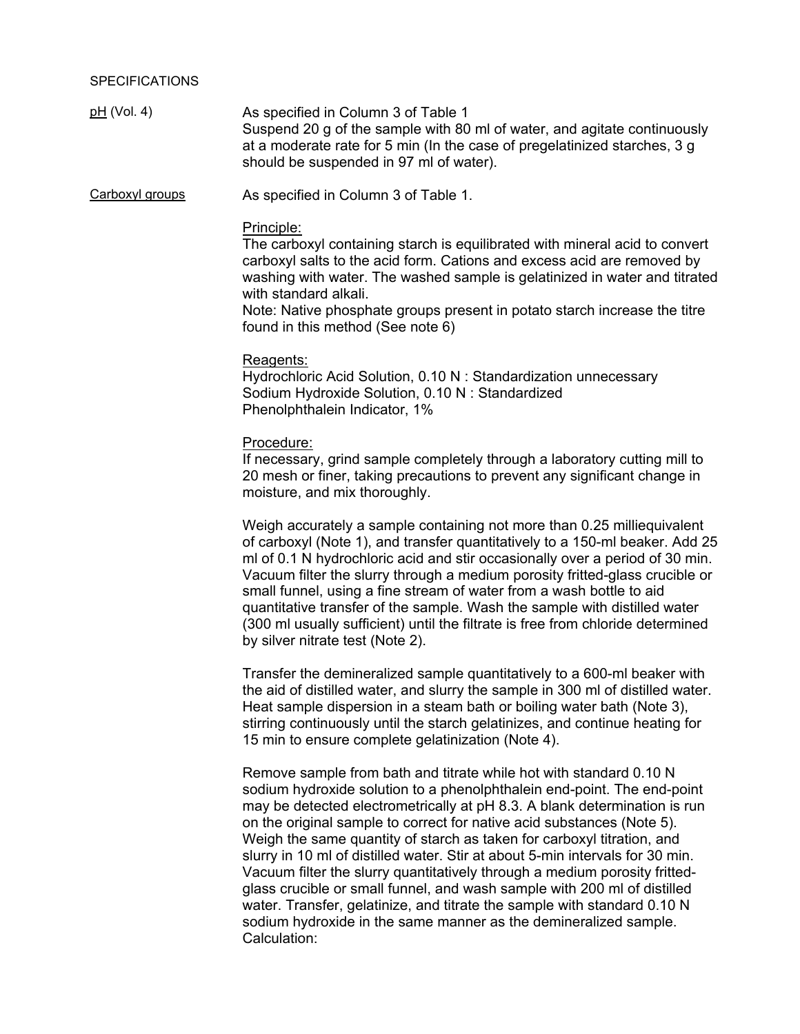SPECIFICATIONS

<u>pH</u> (Vol. 4)

As specified in Column 3 of Table 1
Suspend 20 g of the sample with 80 ml of water, and agitate continuously at a moderate rate for 5 min (In the case of pregelatinized starches, 3 g should be suspended in 97 ml of water).

<u>Carboxyl groups</u>

As specified in Column 3 of Table 1.

<u>Principle:</u>
The carboxyl containing starch is equilibrated with mineral acid to convert carboxyl salts to the acid form. Cations and excess acid are removed by washing with water. The washed sample is gelatinized in water and titrated with standard alkali.
Note: Native phosphate groups present in potato starch increase the titre found in this method (See note 6)

<u>Reagents:</u>
Hydrochloric Acid Solution, 0.10 N : Standardization unnecessary
Sodium Hydroxide Solution, 0.10 N : Standardized
Phenolphthalein Indicator, 1%

<u>Procedure:</u>
If necessary, grind sample completely through a laboratory cutting mill to 20 mesh or finer, taking precautions to prevent any significant change in moisture, and mix thoroughly.

Weigh accurately a sample containing not more than 0.25 milliequivalent of carboxyl (Note 1), and transfer quantitatively to a 150-ml beaker. Add 25 ml of 0.1 N hydrochloric acid and stir occasionally over a period of 30 min. Vacuum filter the slurry through a medium porosity fritted-glass crucible or small funnel, using a fine stream of water from a wash bottle to aid quantitative transfer of the sample. Wash the sample with distilled water (300 ml usually sufficient) until the filtrate is free from chloride determined by silver nitrate test (Note 2).

Transfer the demineralized sample quantitatively to a 600-ml beaker with the aid of distilled water, and slurry the sample in 300 ml of distilled water. Heat sample dispersion in a steam bath or boiling water bath (Note 3), stirring continuously until the starch gelatinizes, and continue heating for 15 min to ensure complete gelatinization (Note 4).

Remove sample from bath and titrate while hot with standard 0.10 N sodium hydroxide solution to a phenolphthalein end-point. The end-point may be detected electrometrically at pH 8.3. A blank determination is run on the original sample to correct for native acid substances (Note 5). Weigh the same quantity of starch as taken for carboxyl titration, and slurry in 10 ml of distilled water. Stir at about 5-min intervals for 30 min. Vacuum filter the slurry quantitatively through a medium porosity fritted-glass crucible or small funnel, and wash sample with 200 ml of distilled water. Transfer, gelatinize, and titrate the sample with standard 0.10 N sodium hydroxide in the same manner as the demineralized sample.
Calculation: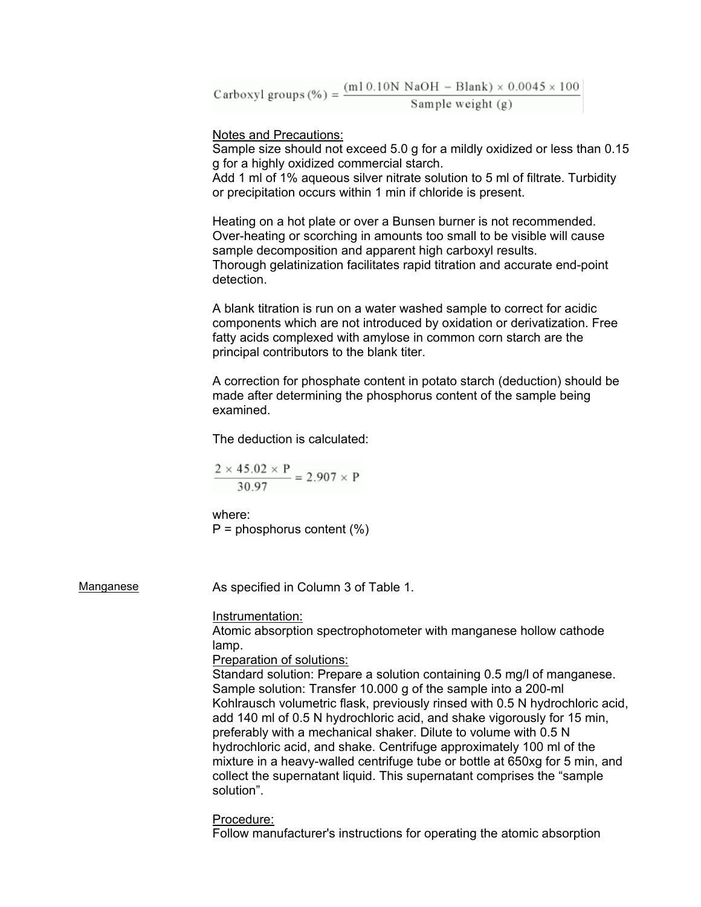$$\text{Carboxyl groups (\%)} = \frac{(\text{ml } 0.10\text{N NaOH} - \text{Blank}) \times 0.0045 \times 100}{\text{Sample weight (g)}}$$

Notes and Precautions:

Sample size should not exceed 5.0 g for a mildly oxidized or less than 0.15 g for a highly oxidized commercial starch.

Add 1 ml of 1% aqueous silver nitrate solution to 5 ml of filtrate. Turbidity or precipitation occurs within 1 min if chloride is present.

Heating on a hot plate or over a Bunsen burner is not recommended. Over-heating or scorching in amounts too small to be visible will cause sample decomposition and apparent high carboxyl results.

Thorough gelatinization facilitates rapid titration and accurate end-point detection.

A blank titration is run on a water washed sample to correct for acidic components which are not introduced by oxidation or derivatization. Free fatty acids complexed with amylose in common corn starch are the principal contributors to the blank titer.

A correction for phosphate content in potato starch (deduction) should be made after determining the phosphorus content of the sample being examined.

The deduction is calculated:

$$\frac{2 \times 45.02 \times P}{30.97} = 2.907 \times P$$

where:

P = phosphorus content (%)

**Manganese**

As specified in Column 3 of Table 1.

Instrumentation:

Atomic absorption spectrophotometer with manganese hollow cathode lamp.

Preparation of solutions:

Standard solution: Prepare a solution containing 0.5 mg/l of manganese.

Sample solution: Transfer 10.000 g of the sample into a 200-ml Kohlrausch volumetric flask, previously rinsed with 0.5 N hydrochloric acid, add 140 ml of 0.5 N hydrochloric acid, and shake vigorously for 15 min, preferably with a mechanical shaker. Dilute to volume with 0.5 N hydrochloric acid, and shake. Centrifuge approximately 100 ml of the mixture in a heavy-walled centrifuge tube or bottle at 650xg for 5 min, and collect the supernatant liquid. This supernatant comprises the “sample solution”.

Procedure:

Follow manufacturer's instructions for operating the atomic absorption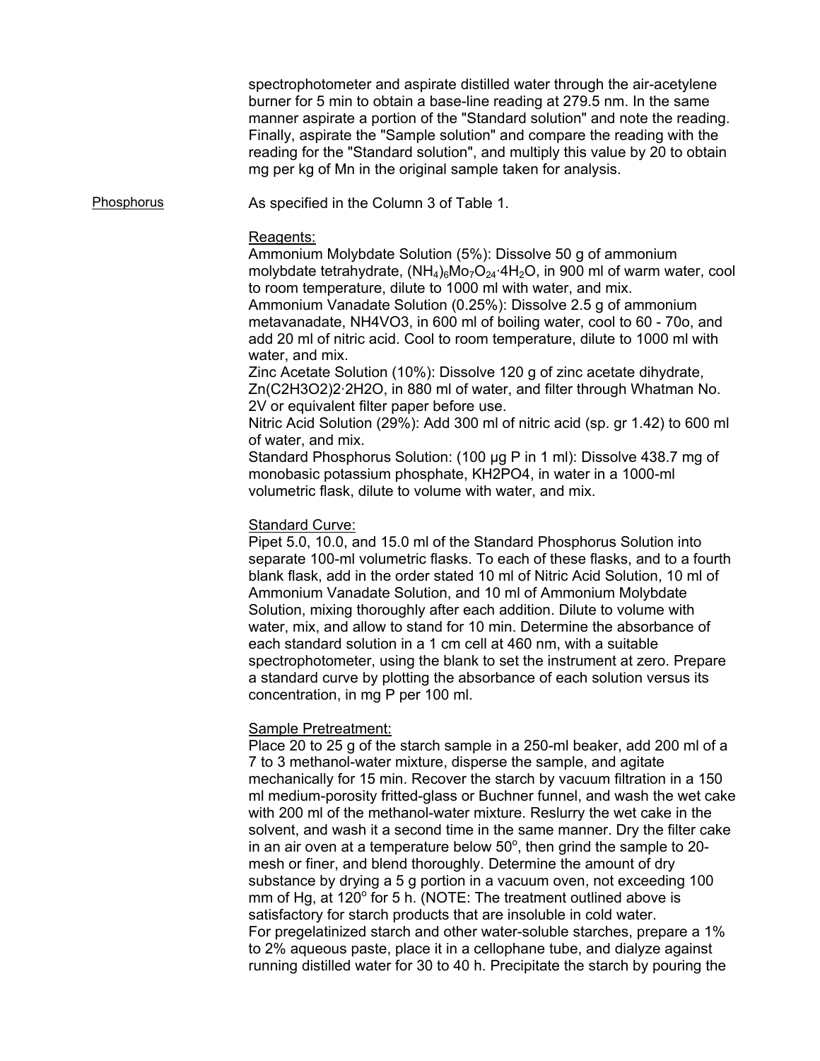spectrophotometer and aspirate distilled water through the air-acetylene burner for 5 min to obtain a base-line reading at 279.5 nm. In the same manner aspirate a portion of the "Standard solution" and note the reading. Finally, aspirate the "Sample solution" and compare the reading with the reading for the "Standard solution", and multiply this value by 20 to obtain mg per kg of Mn in the original sample taken for analysis.

<u>Phosphorus</u>

As specified in the Column 3 of Table 1.

<u>Reagents:</u>

Ammonium Molybdate Solution (5%): Dissolve 50 g of ammonium molybdate tetrahydrate, $(NH_4)_6Mo_7O_{24}{\cdot}4H_2O$, in 900 ml of warm water, cool to room temperature, dilute to 1000 ml with water, and mix.

Ammonium Vanadate Solution (0.25%): Dissolve 2.5 g of ammonium metavanadate, NH4VO3, in 600 ml of boiling water, cool to 60 - 70o, and add 20 ml of nitric acid. Cool to room temperature, dilute to 1000 ml with water, and mix.

Zinc Acetate Solution (10%): Dissolve 120 g of zinc acetate dihydrate, Zn(C2H3O2)2·2H2O, in 880 ml of water, and filter through Whatman No. 2V or equivalent filter paper before use.

Nitric Acid Solution (29%): Add 300 ml of nitric acid (sp. gr 1.42) to 600 ml of water, and mix.

Standard Phosphorus Solution: (100 µg P in 1 ml): Dissolve 438.7 mg of monobasic potassium phosphate, KH2PO4, in water in a 1000-ml volumetric flask, dilute to volume with water, and mix.

<u>Standard Curve:</u>

Pipet 5.0, 10.0, and 15.0 ml of the Standard Phosphorus Solution into separate 100-ml volumetric flasks. To each of these flasks, and to a fourth blank flask, add in the order stated 10 ml of Nitric Acid Solution, 10 ml of Ammonium Vanadate Solution, and 10 ml of Ammonium Molybdate Solution, mixing thoroughly after each addition. Dilute to volume with water, mix, and allow to stand for 10 min. Determine the absorbance of each standard solution in a 1 cm cell at 460 nm, with a suitable spectrophotometer, using the blank to set the instrument at zero. Prepare a standard curve by plotting the absorbance of each solution versus its concentration, in mg P per 100 ml.

<u>Sample Pretreatment:</u>

Place 20 to 25 g of the starch sample in a 250-ml beaker, add 200 ml of a 7 to 3 methanol-water mixture, disperse the sample, and agitate mechanically for 15 min. Recover the starch by vacuum filtration in a 150 ml medium-porosity fritted-glass or Buchner funnel, and wash the wet cake with 200 ml of the methanol-water mixture. Reslurry the wet cake in the solvent, and wash it a second time in the same manner. Dry the filter cake in an air oven at a temperature below $50^o$, then grind the sample to 20-mesh or finer, and blend thoroughly. Determine the amount of dry substance by drying a 5 g portion in a vacuum oven, not exceeding 100 mm of Hg, at $120^o$ for 5 h. (NOTE: The treatment outlined above is satisfactory for starch products that are insoluble in cold water.

For pregelatinized starch and other water-soluble starches, prepare a 1% to 2% aqueous paste, place it in a cellophane tube, and dialyze against running distilled water for 30 to 40 h. Precipitate the starch by pouring the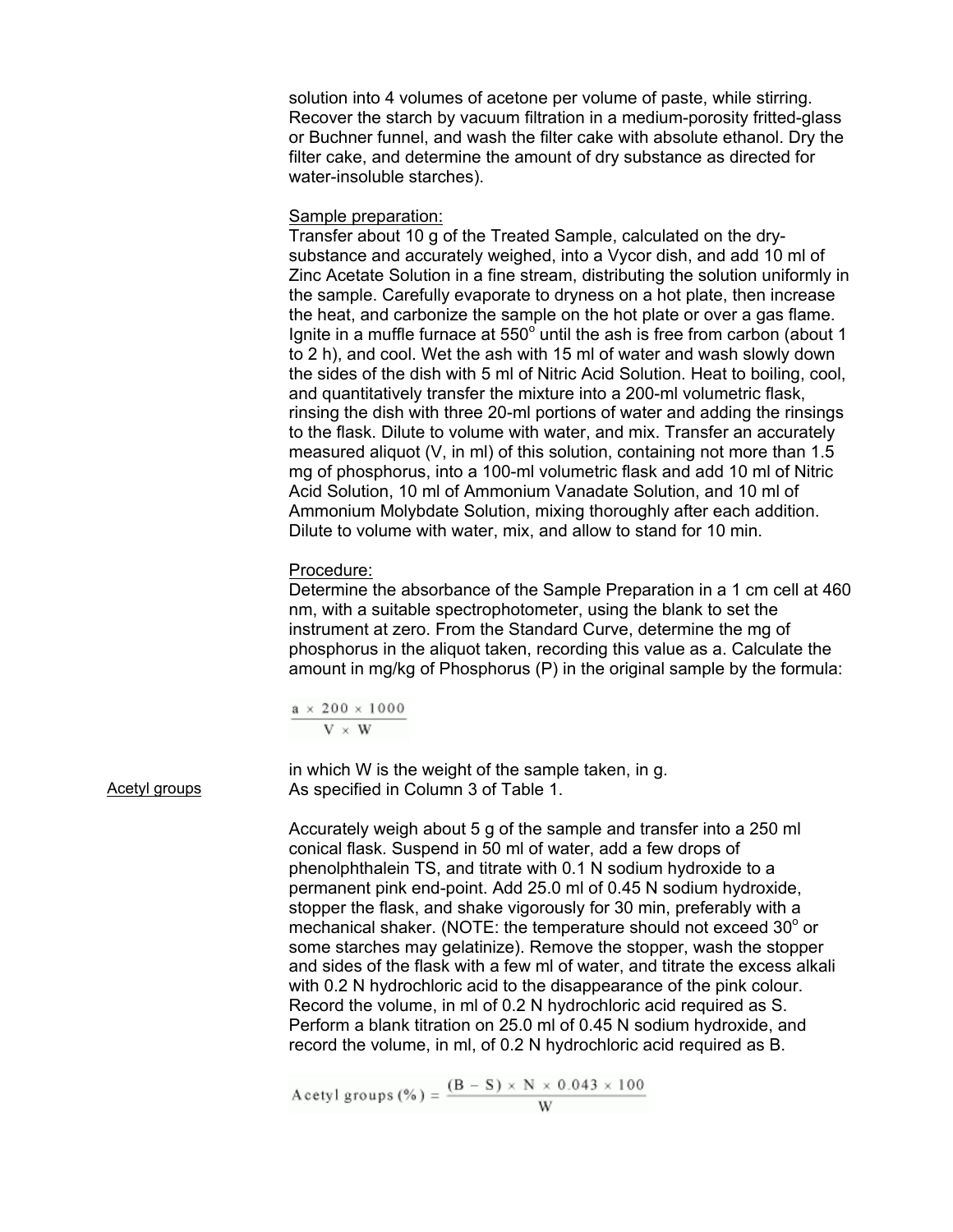solution into 4 volumes of acetone per volume of paste, while stirring. Recover the starch by vacuum filtration in a medium-porosity fritted-glass or Buchner funnel, and wash the filter cake with absolute ethanol. Dry the filter cake, and determine the amount of dry substance as directed for water-insoluble starches).

Sample preparation:

Transfer about 10 g of the Treated Sample, calculated on the dry-substance and accurately weighed, into a Vycor dish, and add 10 ml of Zinc Acetate Solution in a fine stream, distributing the solution uniformly in the sample. Carefully evaporate to dryness on a hot plate, then increase the heat, and carbonize the sample on the hot plate or over a gas flame. Ignite in a muffle furnace at 550° until the ash is free from carbon (about 1 to 2 h), and cool. Wet the ash with 15 ml of water and wash slowly down the sides of the dish with 5 ml of Nitric Acid Solution. Heat to boiling, cool, and quantitatively transfer the mixture into a 200-ml volumetric flask, rinsing the dish with three 20-ml portions of water and adding the rinsings to the flask. Dilute to volume with water, and mix. Transfer an accurately measured aliquot (V, in ml) of this solution, containing not more than 1.5 mg of phosphorus, into a 100-ml volumetric flask and add 10 ml of Nitric Acid Solution, 10 ml of Ammonium Vanadate Solution, and 10 ml of Ammonium Molybdate Solution, mixing thoroughly after each addition. Dilute to volume with water, mix, and allow to stand for 10 min.

Procedure:

Determine the absorbance of the Sample Preparation in a 1 cm cell at 460 nm, with a suitable spectrophotometer, using the blank to set the instrument at zero. From the Standard Curve, determine the mg of phosphorus in the aliquot taken, recording this value as a. Calculate the amount in mg/kg of Phosphorus (P) in the original sample by the formula:

$$\frac{a \times 200 \times 1000}{V \times W}$$

in which W is the weight of the sample taken, in g.

Acetyl groups

As specified in Column 3 of Table 1.

Accurately weigh about 5 g of the sample and transfer into a 250 ml conical flask. Suspend in 50 ml of water, add a few drops of phenolphthalein TS, and titrate with 0.1 N sodium hydroxide to a permanent pink end-point. Add 25.0 ml of 0.45 N sodium hydroxide, stopper the flask, and shake vigorously for 30 min, preferably with a mechanical shaker. (NOTE: the temperature should not exceed 30° or some starches may gelatinize). Remove the stopper, wash the stopper and sides of the flask with a few ml of water, and titrate the excess alkali with 0.2 N hydrochloric acid to the disappearance of the pink colour. Record the volume, in ml of 0.2 N hydrochloric acid required as S. Perform a blank titration on 25.0 ml of 0.45 N sodium hydroxide, and record the volume, in ml, of 0.2 N hydrochloric acid required as B.

$$\text{Acetyl groups (\%)} = \frac{(B - S) \times N \times 0.043 \times 100}{W}$$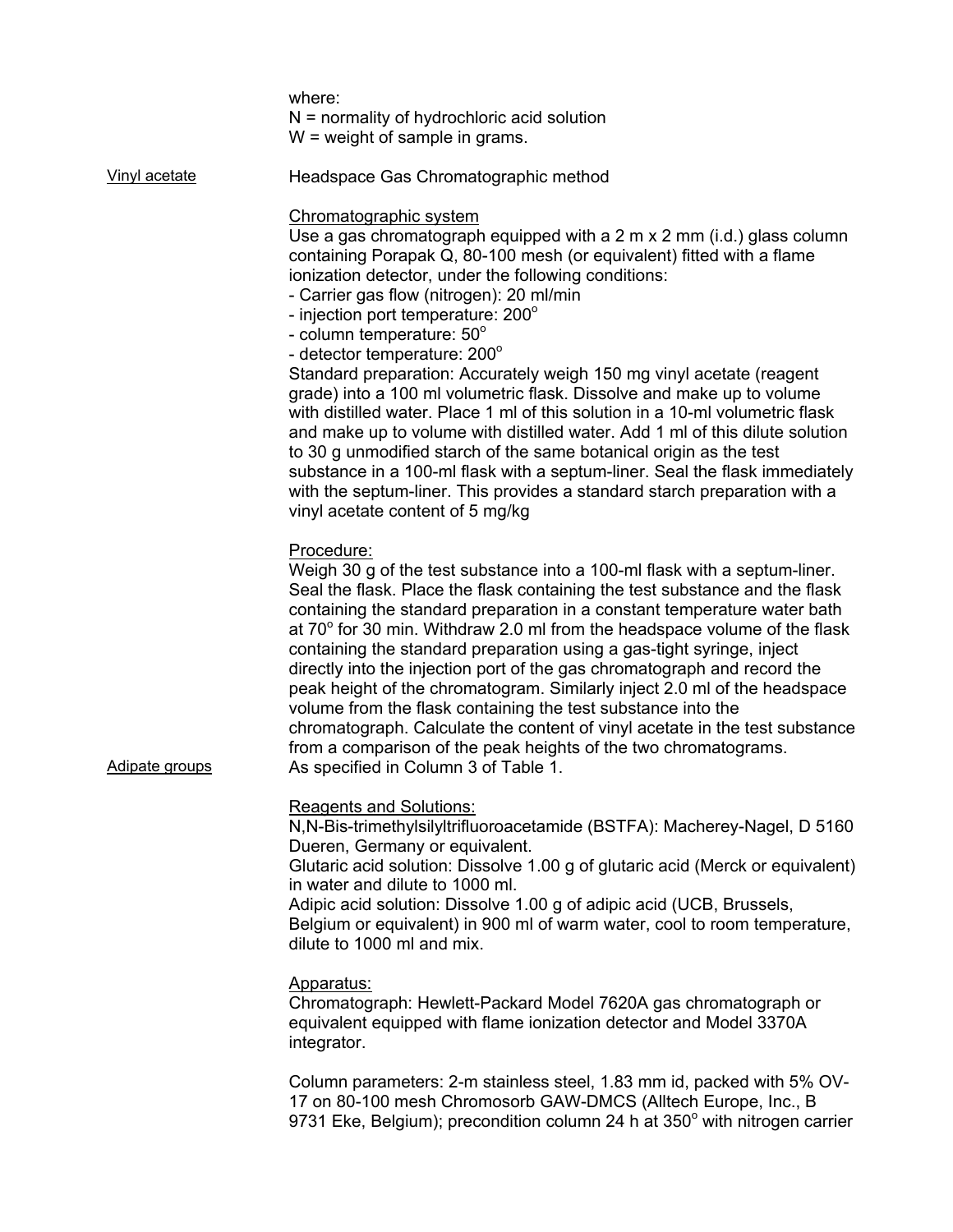where:
N = normality of hydrochloric acid solution
W = weight of sample in grams.

Vinyl acetate

Headspace Gas Chromatographic method

Chromatographic system

Use a gas chromatograph equipped with a 2 m x 2 mm (i.d.) glass column containing Porapak Q, 80-100 mesh (or equivalent) fitted with a flame ionization detector, under the following conditions:

- Carrier gas flow (nitrogen): 20 ml/min
- injection port temperature: 200°
- column temperature: 50°
- detector temperature: 200°

Standard preparation: Accurately weigh 150 mg vinyl acetate (reagent grade) into a 100 ml volumetric flask. Dissolve and make up to volume with distilled water. Place 1 ml of this solution in a 10-ml volumetric flask and make up to volume with distilled water. Add 1 ml of this dilute solution to 30 g unmodified starch of the same botanical origin as the test substance in a 100-ml flask with a septum-liner. Seal the flask immediately with the septum-liner. This provides a standard starch preparation with a vinyl acetate content of 5 mg/kg

Procedure:

Weigh 30 g of the test substance into a 100-ml flask with a septum-liner. Seal the flask. Place the flask containing the test substance and the flask containing the standard preparation in a constant temperature water bath at 70° for 30 min. Withdraw 2.0 ml from the headspace volume of the flask containing the standard preparation using a gas-tight syringe, inject directly into the injection port of the gas chromatograph and record the peak height of the chromatogram. Similarly inject 2.0 ml of the headspace volume from the flask containing the test substance into the chromatograph. Calculate the content of vinyl acetate in the test substance from a comparison of the peak heights of the two chromatograms.

Adipate groups

As specified in Column 3 of Table 1.

Reagents and Solutions:

N,N-Bis-trimethylsilyltrifluoroacetamide (BSTFA): Macherey-Nagel, D 5160 Dueren, Germany or equivalent.
Glutaric acid solution: Dissolve 1.00 g of glutaric acid (Merck or equivalent) in water and dilute to 1000 ml.
Adipic acid solution: Dissolve 1.00 g of adipic acid (UCB, Brussels, Belgium or equivalent) in 900 ml of warm water, cool to room temperature, dilute to 1000 ml and mix.

Apparatus:

Chromatograph: Hewlett-Packard Model 7620A gas chromatograph or equivalent equipped with flame ionization detector and Model 3370A integrator.

Column parameters: 2-m stainless steel, 1.83 mm id, packed with 5% OV-17 on 80-100 mesh Chromosorb GAW-DMCS (Alltech Europe, Inc., B 9731 Eke, Belgium); precondition column 24 h at 350° with nitrogen carrier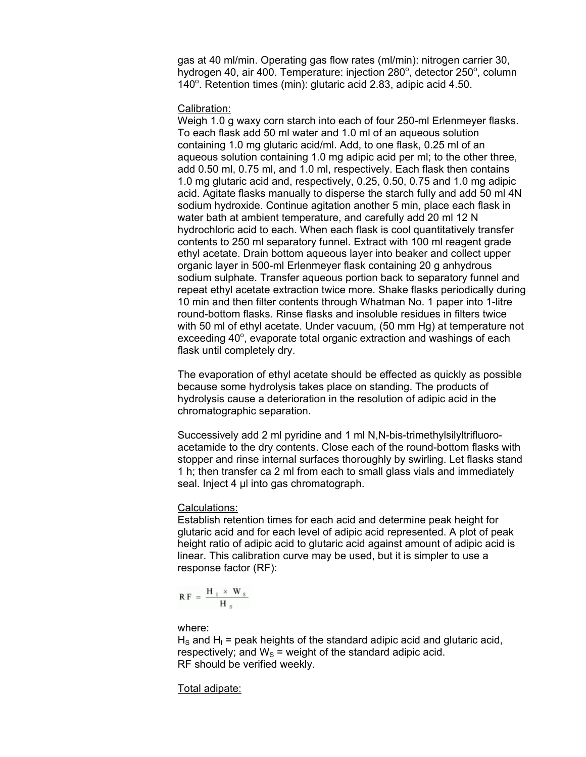gas at 40 ml/min. Operating gas flow rates (ml/min): nitrogen carrier 30, hydrogen 40, air 400. Temperature: injection 280°, detector 250°, column 140°. Retention times (min): glutaric acid 2.83, adipic acid 4.50.

Calibration:

Weigh 1.0 g waxy corn starch into each of four 250-ml Erlenmeyer flasks. To each flask add 50 ml water and 1.0 ml of an aqueous solution containing 1.0 mg glutaric acid/ml. Add, to one flask, 0.25 ml of an aqueous solution containing 1.0 mg adipic acid per ml; to the other three, add 0.50 ml, 0.75 ml, and 1.0 ml, respectively. Each flask then contains 1.0 mg glutaric acid and, respectively, 0.25, 0.50, 0.75 and 1.0 mg adipic acid. Agitate flasks manually to disperse the starch fully and add 50 ml 4N sodium hydroxide. Continue agitation another 5 min, place each flask in water bath at ambient temperature, and carefully add 20 ml 12 N hydrochloric acid to each. When each flask is cool quantitatively transfer contents to 250 ml separatory funnel. Extract with 100 ml reagent grade ethyl acetate. Drain bottom aqueous layer into beaker and collect upper organic layer in 500-ml Erlenmeyer flask containing 20 g anhydrous sodium sulphate. Transfer aqueous portion back to separatory funnel and repeat ethyl acetate extraction twice more. Shake flasks periodically during 10 min and then filter contents through Whatman No. 1 paper into 1-litre round-bottom flasks. Rinse flasks and insoluble residues in filters twice with 50 ml of ethyl acetate. Under vacuum, (50 mm Hg) at temperature not exceeding 40°, evaporate total organic extraction and washings of each flask until completely dry.

The evaporation of ethyl acetate should be effected as quickly as possible because some hydrolysis takes place on standing. The products of hydrolysis cause a deterioration in the resolution of adipic acid in the chromatographic separation.

Successively add 2 ml pyridine and 1 ml N,N-bis-trimethylsilyltrifluoro-acetamide to the dry contents. Close each of the round-bottom flasks with stopper and rinse internal surfaces thoroughly by swirling. Let flasks stand 1 h; then transfer ca 2 ml from each to small glass vials and immediately seal. Inject 4 µl into gas chromatograph.

Calculations:

Establish retention times for each acid and determine peak height for glutaric acid and for each level of adipic acid represented. A plot of peak height ratio of adipic acid to glutaric acid against amount of adipic acid is linear. This calibration curve may be used, but it is simpler to use a response factor (RF):

$$RF = \frac{H_I \times W_S}{H_S}$$

where:

$H_S$ and $H_I$ = peak heights of the standard adipic acid and glutaric acid, respectively; and $W_S$ = weight of the standard adipic acid.

RF should be verified weekly.

Total adipate: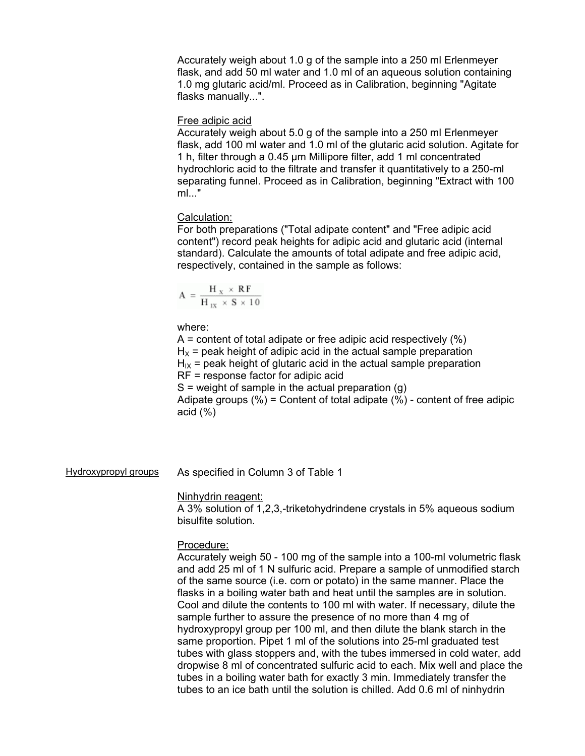Accurately weigh about 1.0 g of the sample into a 250 ml Erlenmeyer flask, and add 50 ml water and 1.0 ml of an aqueous solution containing 1.0 mg glutaric acid/ml. Proceed as in Calibration, beginning "Agitate flasks manually...".

Free adipic acid
Accurately weigh about 5.0 g of the sample into a 250 ml Erlenmeyer flask, add 100 ml water and 1.0 ml of the glutaric acid solution. Agitate for 1 h, filter through a 0.45 µm Millipore filter, add 1 ml concentrated hydrochloric acid to the filtrate and transfer it quantitatively to a 250-ml separating funnel. Proceed as in Calibration, beginning "Extract with 100 ml..."

Calculation:
For both preparations ("Total adipate content" and "Free adipic acid content") record peak heights for adipic acid and glutaric acid (internal standard). Calculate the amounts of total adipate and free adipic acid, respectively, contained in the sample as follows:

$$A = \frac{H_X \times RF}{H_{IX} \times S \times 10}$$

where:
A = content of total adipate or free adipic acid respectively (%)
$H_X$ = peak height of adipic acid in the actual sample preparation
$H_{IX}$ = peak height of glutaric acid in the actual sample preparation
RF = response factor for adipic acid
S = weight of sample in the actual preparation (g)
Adipate groups (%) = Content of total adipate (%) - content of free adipic acid (%)

Hydroxypropyl groups

As specified in Column 3 of Table 1

Ninhydrin reagent:
A 3% solution of 1,2,3,-triketohydrindene crystals in 5% aqueous sodium bisulfite solution.

Procedure:
Accurately weigh 50 - 100 mg of the sample into a 100-ml volumetric flask and add 25 ml of 1 N sulfuric acid. Prepare a sample of unmodified starch of the same source (i.e. corn or potato) in the same manner. Place the flasks in a boiling water bath and heat until the samples are in solution. Cool and dilute the contents to 100 ml with water. If necessary, dilute the sample further to assure the presence of no more than 4 mg of hydroxypropyl group per 100 ml, and then dilute the blank starch in the same proportion. Pipet 1 ml of the solutions into 25-ml graduated test tubes with glass stoppers and, with the tubes immersed in cold water, add dropwise 8 ml of concentrated sulfuric acid to each. Mix well and place the tubes in a boiling water bath for exactly 3 min. Immediately transfer the tubes to an ice bath until the solution is chilled. Add 0.6 ml of ninhydrin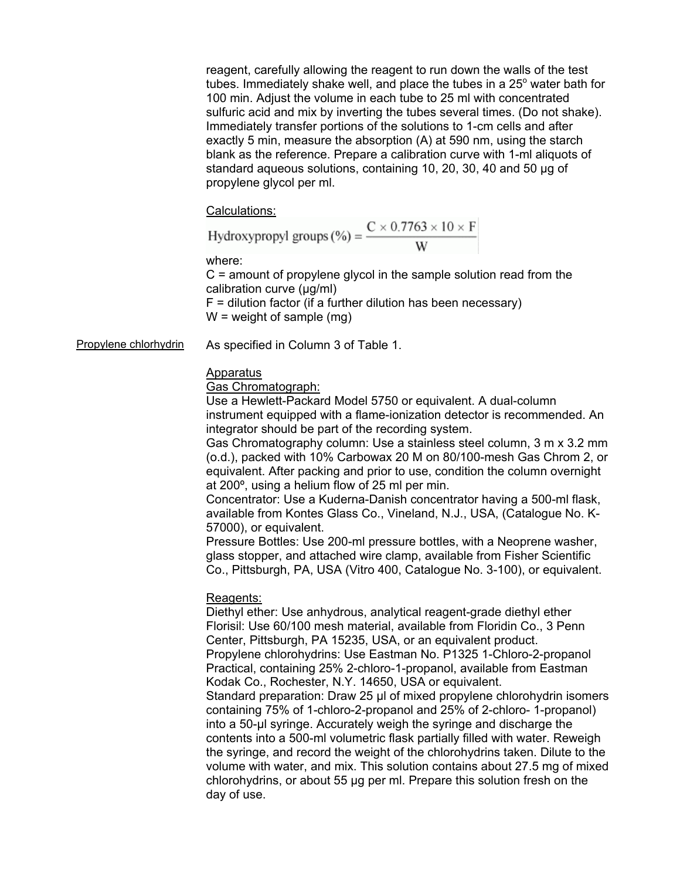reagent, carefully allowing the reagent to run down the walls of the test tubes. Immediately shake well, and place the tubes in a 25° water bath for 100 min. Adjust the volume in each tube to 25 ml with concentrated sulfuric acid and mix by inverting the tubes several times. (Do not shake). Immediately transfer portions of the solutions to 1-cm cells and after exactly 5 min, measure the absorption (A) at 590 nm, using the starch blank as the reference. Prepare a calibration curve with 1-ml aliquots of standard aqueous solutions, containing 10, 20, 30, 40 and 50 µg of propylene glycol per ml.

Calculations:

$$\text{Hydroxypropyl groups (\%)} = \frac{C \times 0.7763 \times 10 \times F}{W}$$

where:
C = amount of propylene glycol in the sample solution read from the calibration curve (µg/ml)
F = dilution factor (if a further dilution has been necessary)
W = weight of sample (mg)

Propylene chlorhydrin

As specified in Column 3 of Table 1.

Apparatus

Gas Chromatograph:
Use a Hewlett-Packard Model 5750 or equivalent. A dual-column instrument equipped with a flame-ionization detector is recommended. An integrator should be part of the recording system.
Gas Chromatography column: Use a stainless steel column, 3 m x 3.2 mm (o.d.), packed with 10% Carbowax 20 M on 80/100-mesh Gas Chrom 2, or equivalent. After packing and prior to use, condition the column overnight at 200º, using a helium flow of 25 ml per min.
Concentrator: Use a Kuderna-Danish concentrator having a 500-ml flask, available from Kontes Glass Co., Vineland, N.J., USA, (Catalogue No. K-57000), or equivalent.
Pressure Bottles: Use 200-ml pressure bottles, with a Neoprene washer, glass stopper, and attached wire clamp, available from Fisher Scientific Co., Pittsburgh, PA, USA (Vitro 400, Catalogue No. 3-100), or equivalent.

Reagents:
Diethyl ether: Use anhydrous, analytical reagent-grade diethyl ether
Florisil: Use 60/100 mesh material, available from Floridin Co., 3 Penn Center, Pittsburgh, PA 15235, USA, or an equivalent product.
Propylene chlorohydrins: Use Eastman No. P1325 1-Chloro-2-propanol Practical, containing 25% 2-chloro-1-propanol, available from Eastman Kodak Co., Rochester, N.Y. 14650, USA or equivalent.
Standard preparation: Draw 25 µl of mixed propylene chlorohydrin isomers containing 75% of 1-chloro-2-propanol and 25% of 2-chloro- 1-propanol) into a 50-µl syringe. Accurately weigh the syringe and discharge the contents into a 500-ml volumetric flask partially filled with water. Reweigh the syringe, and record the weight of the chlorohydrins taken. Dilute to the volume with water, and mix. This solution contains about 27.5 mg of mixed chlorohydrins, or about 55 µg per ml. Prepare this solution fresh on the day of use.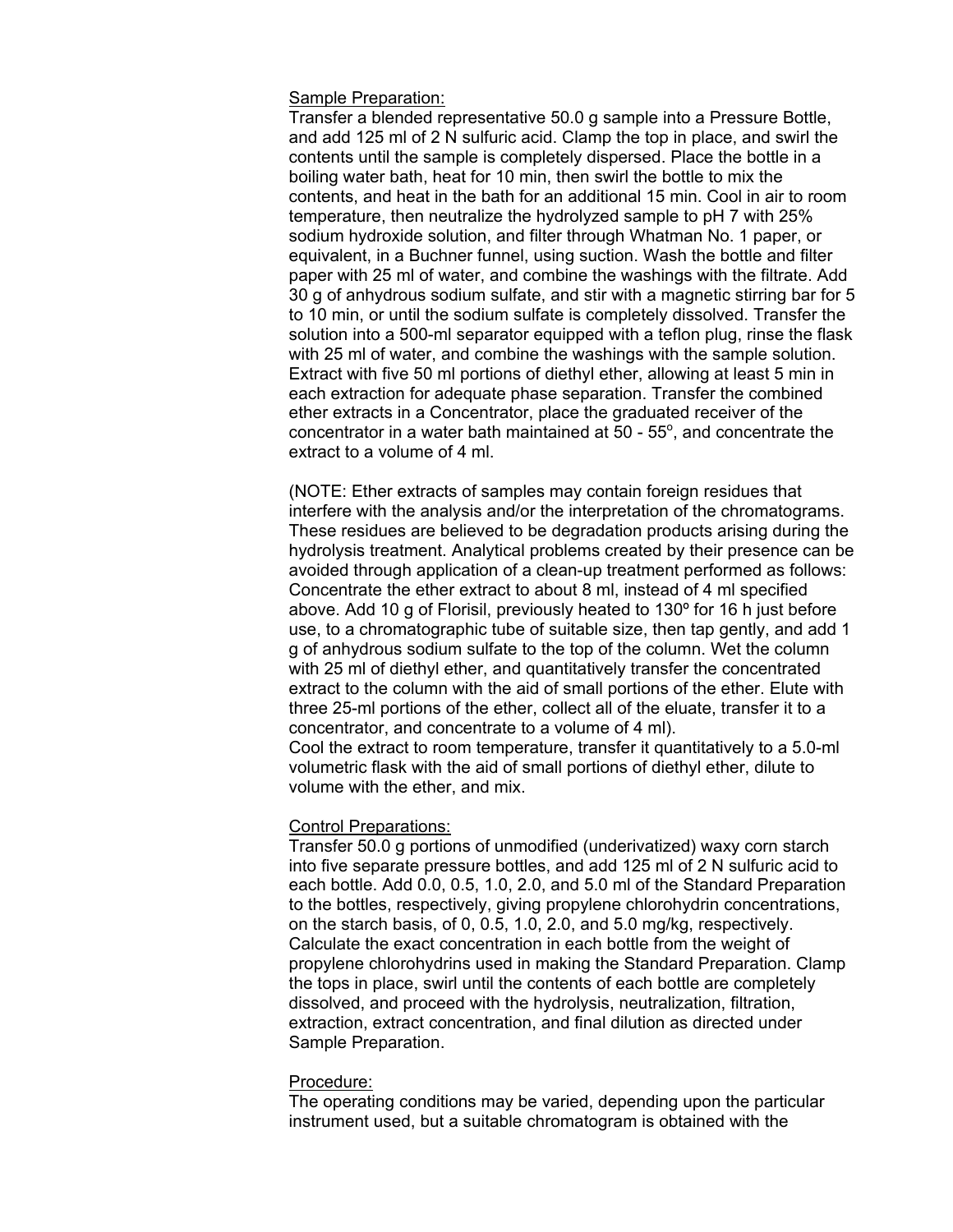Sample Preparation:

Transfer a blended representative 50.0 g sample into a Pressure Bottle, and add 125 ml of 2 N sulfuric acid. Clamp the top in place, and swirl the contents until the sample is completely dispersed. Place the bottle in a boiling water bath, heat for 10 min, then swirl the bottle to mix the contents, and heat in the bath for an additional 15 min. Cool in air to room temperature, then neutralize the hydrolyzed sample to pH 7 with 25% sodium hydroxide solution, and filter through Whatman No. 1 paper, or equivalent, in a Buchner funnel, using suction. Wash the bottle and filter paper with 25 ml of water, and combine the washings with the filtrate. Add 30 g of anhydrous sodium sulfate, and stir with a magnetic stirring bar for 5 to 10 min, or until the sodium sulfate is completely dissolved. Transfer the solution into a 500-ml separator equipped with a teflon plug, rinse the flask with 25 ml of water, and combine the washings with the sample solution. Extract with five 50 ml portions of diethyl ether, allowing at least 5 min in each extraction for adequate phase separation. Transfer the combined ether extracts in a Concentrator, place the graduated receiver of the concentrator in a water bath maintained at 50 - 55$^{o}$, and concentrate the extract to a volume of 4 ml.

(NOTE: Ether extracts of samples may contain foreign residues that interfere with the analysis and/or the interpretation of the chromatograms. These residues are believed to be degradation products arising during the hydrolysis treatment. Analytical problems created by their presence can be avoided through application of a clean-up treatment performed as follows: Concentrate the ether extract to about 8 ml, instead of 4 ml specified above. Add 10 g of Florisil, previously heated to 130º for 16 h just before use, to a chromatographic tube of suitable size, then tap gently, and add 1 g of anhydrous sodium sulfate to the top of the column. Wet the column with 25 ml of diethyl ether, and quantitatively transfer the concentrated extract to the column with the aid of small portions of the ether. Elute with three 25-ml portions of the ether, collect all of the eluate, transfer it to a concentrator, and concentrate to a volume of 4 ml).

Cool the extract to room temperature, transfer it quantitatively to a 5.0-ml volumetric flask with the aid of small portions of diethyl ether, dilute to volume with the ether, and mix.

Control Preparations:

Transfer 50.0 g portions of unmodified (underivatized) waxy corn starch into five separate pressure bottles, and add 125 ml of 2 N sulfuric acid to each bottle. Add 0.0, 0.5, 1.0, 2.0, and 5.0 ml of the Standard Preparation to the bottles, respectively, giving propylene chlorohydrin concentrations, on the starch basis, of 0, 0.5, 1.0, 2.0, and 5.0 mg/kg, respectively. Calculate the exact concentration in each bottle from the weight of propylene chlorohydrins used in making the Standard Preparation. Clamp the tops in place, swirl until the contents of each bottle are completely dissolved, and proceed with the hydrolysis, neutralization, filtration, extraction, extract concentration, and final dilution as directed under Sample Preparation.

Procedure:

The operating conditions may be varied, depending upon the particular instrument used, but a suitable chromatogram is obtained with the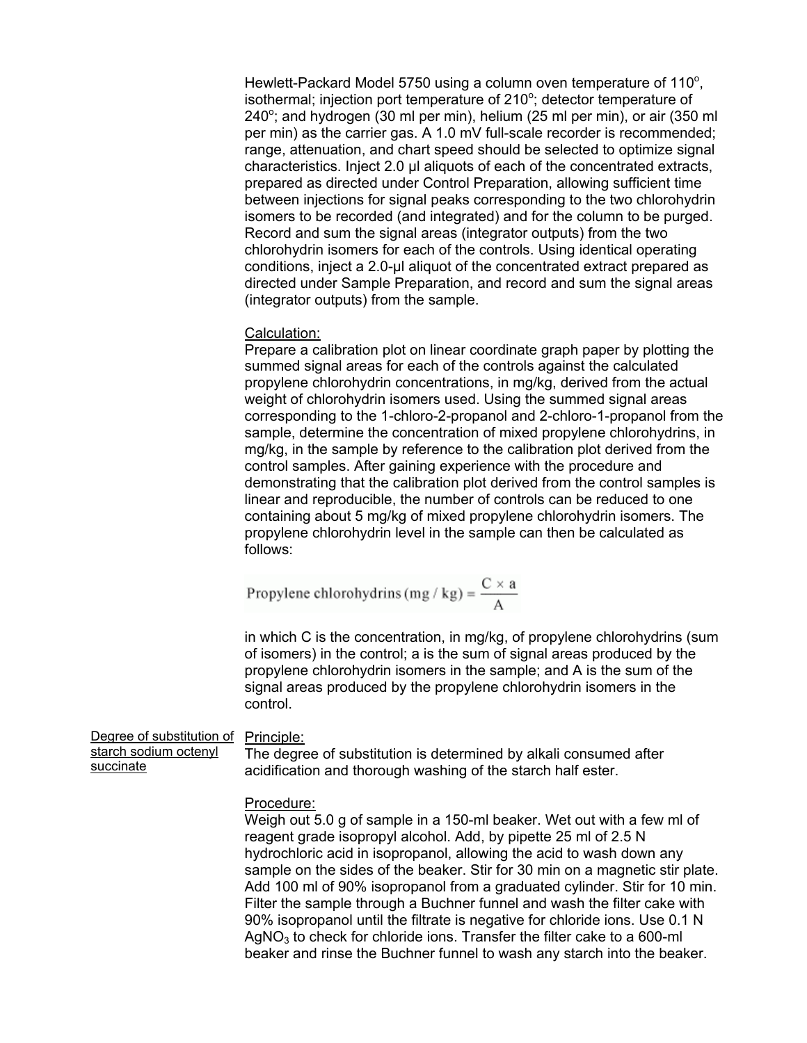Hewlett-Packard Model 5750 using a column oven temperature of 110°, isothermal; injection port temperature of 210°; detector temperature of 240°; and hydrogen (30 ml per min), helium (25 ml per min), or air (350 ml per min) as the carrier gas. A 1.0 mV full-scale recorder is recommended; range, attenuation, and chart speed should be selected to optimize signal characteristics. Inject 2.0 µl aliquots of each of the concentrated extracts, prepared as directed under Control Preparation, allowing sufficient time between injections for signal peaks corresponding to the two chlorohydrin isomers to be recorded (and integrated) and for the column to be purged. Record and sum the signal areas (integrator outputs) from the two chlorohydrin isomers for each of the controls. Using identical operating conditions, inject a 2.0-µl aliquot of the concentrated extract prepared as directed under Sample Preparation, and record and sum the signal areas (integrator outputs) from the sample.

Calculation:
Prepare a calibration plot on linear coordinate graph paper by plotting the summed signal areas for each of the controls against the calculated propylene chlorohydrin concentrations, in mg/kg, derived from the actual weight of chlorohydrin isomers used. Using the summed signal areas corresponding to the 1-chloro-2-propanol and 2-chloro-1-propanol from the sample, determine the concentration of mixed propylene chlorohydrins, in mg/kg, in the sample by reference to the calibration plot derived from the control samples. After gaining experience with the procedure and demonstrating that the calibration plot derived from the control samples is linear and reproducible, the number of controls can be reduced to one containing about 5 mg/kg of mixed propylene chlorohydrin isomers. The propylene chlorohydrin level in the sample can then be calculated as follows:

$$\text{Propylene chlorohydrins (mg / kg)} = \frac{C \times a}{A}$$

in which C is the concentration, in mg/kg, of propylene chlorohydrins (sum of isomers) in the control; a is the sum of signal areas produced by the propylene chlorohydrin isomers in the sample; and A is the sum of the signal areas produced by the propylene chlorohydrin isomers in the control.

Degree of substitution of starch sodium octenyl succinate

Principle:
The degree of substitution is determined by alkali consumed after acidification and thorough washing of the starch half ester.

Procedure:
Weigh out 5.0 g of sample in a 150-ml beaker. Wet out with a few ml of reagent grade isopropyl alcohol. Add, by pipette 25 ml of 2.5 N hydrochloric acid in isopropanol, allowing the acid to wash down any sample on the sides of the beaker. Stir for 30 min on a magnetic stir plate. Add 100 ml of 90% isopropanol from a graduated cylinder. Stir for 10 min. Filter the sample through a Buchner funnel and wash the filter cake with 90% isopropanol until the filtrate is negative for chloride ions. Use 0.1 N $AgNO_3$ to check for chloride ions. Transfer the filter cake to a 600-ml beaker and rinse the Buchner funnel to wash any starch into the beaker.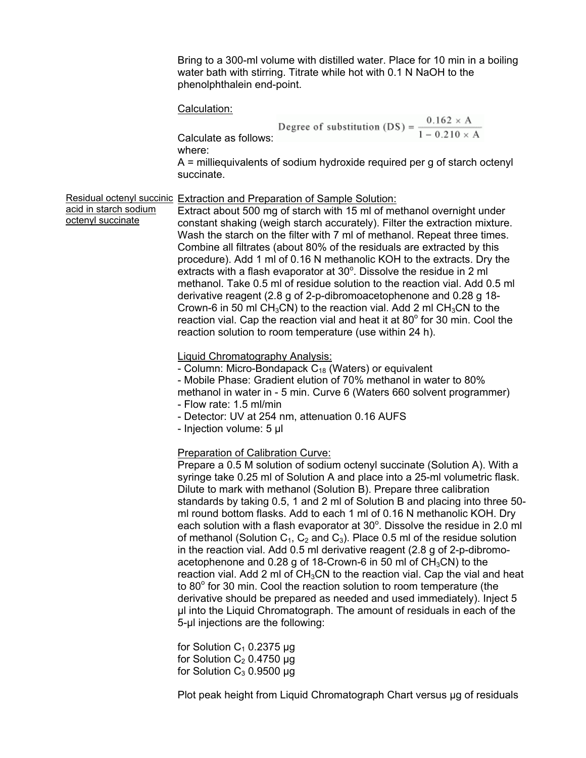Bring to a 300-ml volume with distilled water. Place for 10 min in a boiling water bath with stirring. Titrate while hot with 0.1 N NaOH to the phenolphthalein end-point.

Calculation:

Calculate as follows:

$$\text{Degree of substitution (DS)} = \frac{0.162 \times A}{1 - 0.210 \times A}$$

where:

A = milliequivalents of sodium hydroxide required per g of starch octenyl succinate.

**Residual octenyl succinic acid in starch sodium octenyl succinate**

Extraction and Preparation of Sample Solution:

Extract about 500 mg of starch with 15 ml of methanol overnight under constant shaking (weigh starch accurately). Filter the extraction mixture. Wash the starch on the filter with 7 ml of methanol. Repeat three times. Combine all filtrates (about 80% of the residuals are extracted by this procedure). Add 1 ml of 0.16 N methanolic KOH to the extracts. Dry the extracts with a flash evaporator at 30°. Dissolve the residue in 2 ml methanol. Take 0.5 ml of residue solution to the reaction vial. Add 0.5 ml derivative reagent (2.8 g of 2-p-dibromoacetophenone and 0.28 g 18-Crown-6 in 50 ml $CH_3CN$) to the reaction vial. Add 2 ml $CH_3CN$ to the reaction vial. Cap the reaction vial and heat it at 80° for 30 min. Cool the reaction solution to room temperature (use within 24 h).

Liquid Chromatography Analysis:

- Column: Micro-Bondapack $C_{18}$ (Waters) or equivalent
- Mobile Phase: Gradient elution of 70% methanol in water to 80% methanol in water in - 5 min. Curve 6 (Waters 660 solvent programmer)
- Flow rate: 1.5 ml/min
- Detector: UV at 254 nm, attenuation 0.16 AUFS
- Injection volume: 5 µl

Preparation of Calibration Curve:

Prepare a 0.5 M solution of sodium octenyl succinate (Solution A). With a syringe take 0.25 ml of Solution A and place into a 25-ml volumetric flask. Dilute to mark with methanol (Solution B). Prepare three calibration standards by taking 0.5, 1 and 2 ml of Solution B and placing into three 50-ml round bottom flasks. Add to each 1 ml of 0.16 N methanolic KOH. Dry each solution with a flash evaporator at 30°. Dissolve the residue in 2.0 ml of methanol (Solution $C_1$, $C_2$ and $C_3$). Place 0.5 ml of the residue solution in the reaction vial. Add 0.5 ml derivative reagent (2.8 g of 2-p-dibromo-acetophenone and 0.28 g of 18-Crown-6 in 50 ml of $CH_3CN$) to the reaction vial. Add 2 ml of $CH_3CN$ to the reaction vial. Cap the vial and heat to 80° for 30 min. Cool the reaction solution to room temperature (the derivative should be prepared as needed and used immediately). Inject 5 µl into the Liquid Chromatograph. The amount of residuals in each of the 5-µl injections are the following:

for Solution $C_1$ 0.2375 µg  
for Solution $C_2$ 0.4750 µg  
for Solution $C_3$ 0.9500 µg

Plot peak height from Liquid Chromatograph Chart versus µg of residuals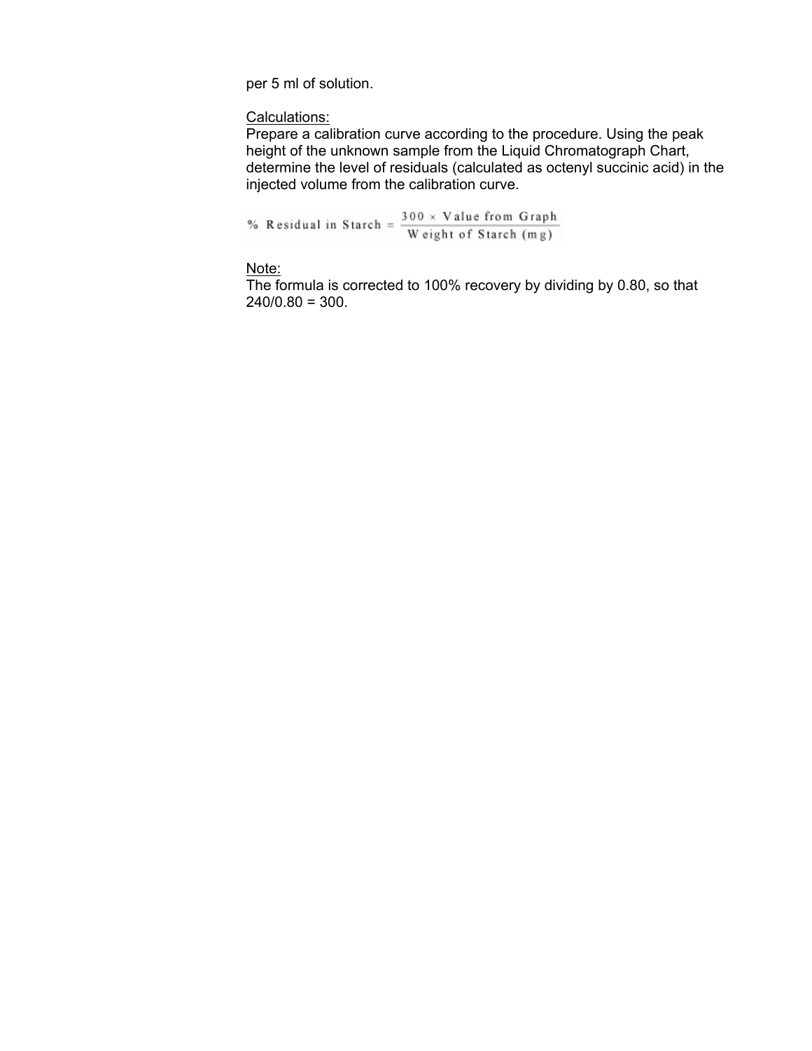per 5 ml of solution.

Calculations:

Prepare a calibration curve according to the procedure. Using the peak height of the unknown sample from the Liquid Chromatograph Chart, determine the level of residuals (calculated as octenyl succinic acid) in the injected volume from the calibration curve.

$$\% \text{ Residual in Starch} = \frac{300 \times \text{Value from Graph}}{\text{Weight of Starch (mg)}}$$

Note:

The formula is corrected to 100% recovery by dividing by 0.80, so that 240/0.80 = 300.